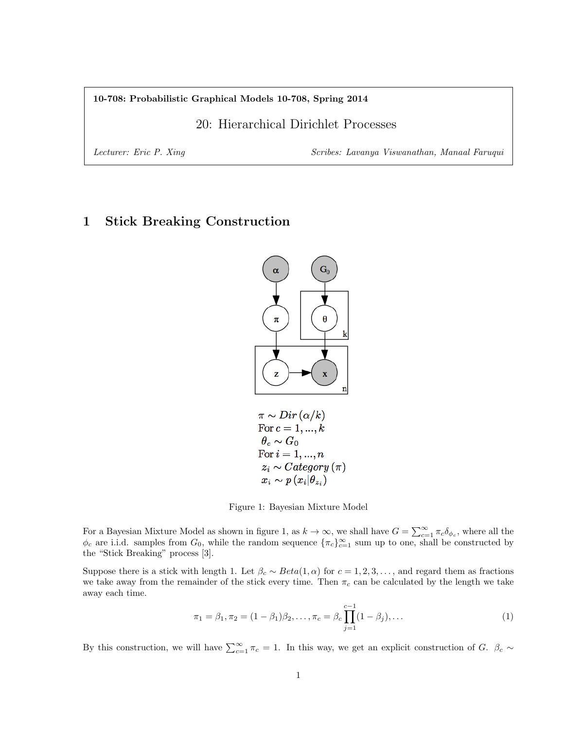**10-708: Probabilistic Graphical Models 10-708, Spring 2014**

# 20: Hierarchical Dirichlet Processes

*Lecturer: Eric P. Xing* *Scribes: Lavanya Viswanathan, Manaal Faruqui*

## 1 Stick Breaking Construction

$\pi \sim Dir(\alpha/k)$
For $c = 1, ..., k$
 $\theta_c \sim G_0$
For $i = 1, ..., n$
 $z_i \sim Category(\pi)$
 $x_i \sim p(x_i|\theta_{z_i})$

Figure 1: Bayesian Mixture Model

For a Bayesian Mixture Model as shown in figure 1, as $k \to \infty$, we shall have $G = \sum_{c=1}^{\infty} \pi_c \delta_{\phi_c}$, where all the $\phi_c$ are i.i.d. samples from $G_0$, while the random sequence $\{\pi_c\}_{c=1}^{\infty}$ sum up to one, shall be constructed by the "Stick Breaking" process [3].

Suppose there is a stick with length 1. Let $\beta_c \sim Beta(1, \alpha)$ for $c = 1, 2, 3, \ldots$, and regard them as fractions we take away from the remainder of the stick every time. Then $\pi_c$ can be calculated by the length we take away each time.

$$\pi_1 = \beta_1, \pi_2 = (1 - \beta_1)\beta_2, \ldots, \pi_c = \beta_c \prod_{j=1}^{c-1}(1 - \beta_j), \ldots \tag{1}$$

By this construction, we will have $\sum_{c=1}^{\infty} \pi_c = 1$. In this way, we get an explicit construction of $G$. $\beta_c \sim$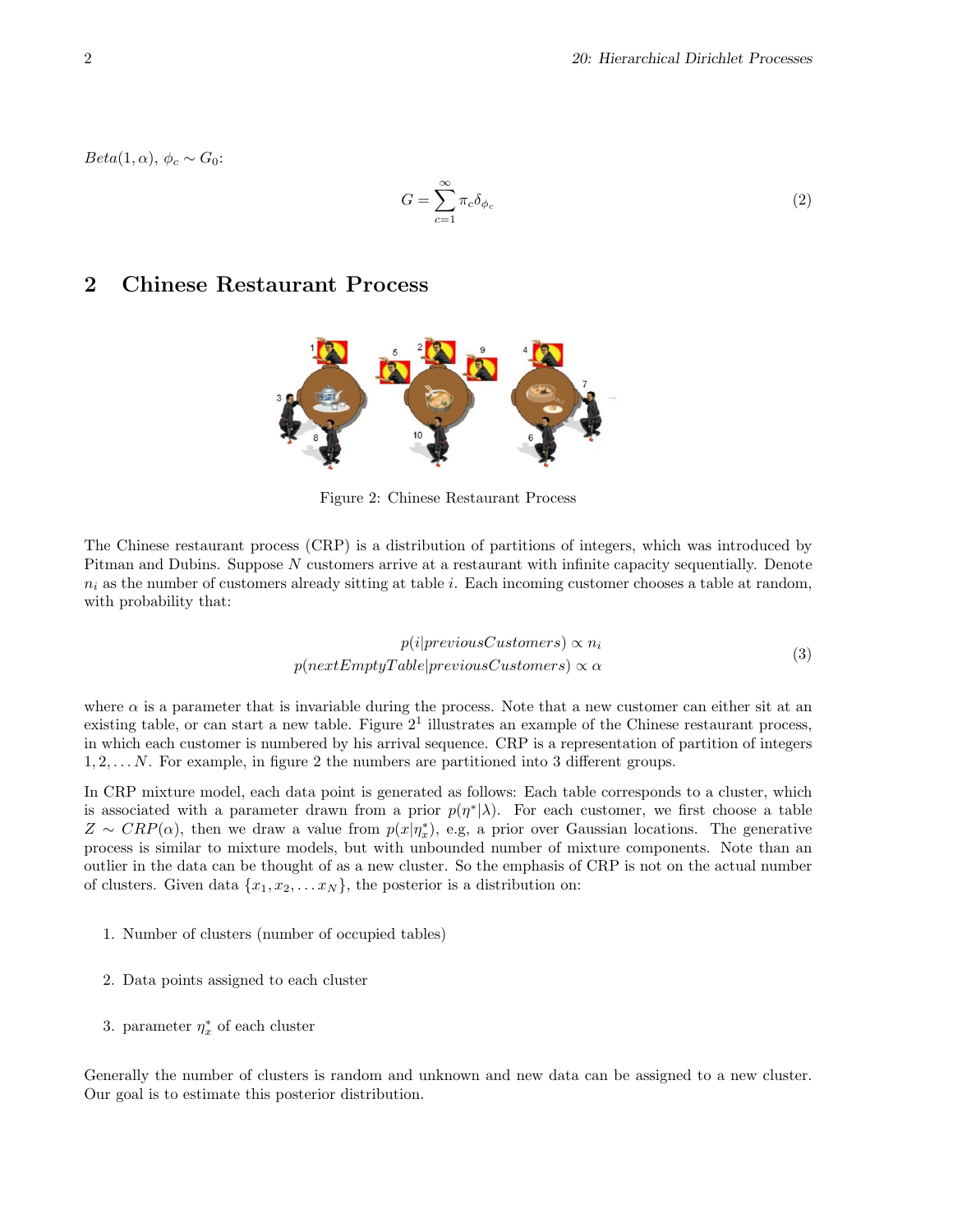$Beta(1, \alpha)$, $\phi_c \sim G_0$:

$$G = \sum_{c=1}^{\infty} \pi_c \delta_{\phi_c} \tag{2}$$

## 2 Chinese Restaurant Process

Figure 2: Chinese Restaurant Process

The Chinese restaurant process (CRP) is a distribution of partitions of integers, which was introduced by Pitman and Dubins. Suppose $N$ customers arrive at a restaurant with infinite capacity sequentially. Denote $n_i$ as the number of customers already sitting at table $i$. Each incoming customer chooses a table at random, with probability that:

$$\begin{aligned} p(i|previousCustomers) &\propto n_i \\ p(nextEmptyTable|previousCustomers) &\propto \alpha \end{aligned} \tag{3}$$

where $\alpha$ is a parameter that is invariable during the process. Note that a new customer can either sit at an existing table, or can start a new table. Figure 2[1] illustrates an example of the Chinese restaurant process, in which each customer is numbered by his arrival sequence. CRP is a representation of partition of integers $1, 2, \ldots N$. For example, in figure 2 the numbers are partitioned into 3 different groups.

In CRP mixture model, each data point is generated as follows: Each table corresponds to a cluster, which is associated with a parameter drawn from a prior $p(\eta^*|\lambda)$. For each customer, we first choose a table $Z \sim CRP(\alpha)$, then we draw a value from $p(x|\eta_x^*)$, e.g, a prior over Gaussian locations. The generative process is similar to mixture models, but with unbounded number of mixture components. Note than an outlier in the data can be thought of as a new cluster. So the emphasis of CRP is not on the actual number of clusters. Given data $\{x_1, x_2, \ldots x_N\}$, the posterior is a distribution on:

1. Number of clusters (number of occupied tables)
2. Data points assigned to each cluster
3. parameter $\eta_x^*$ of each cluster

Generally the number of clusters is random and unknown and new data can be assigned to a new cluster. Our goal is to estimate this posterior distribution.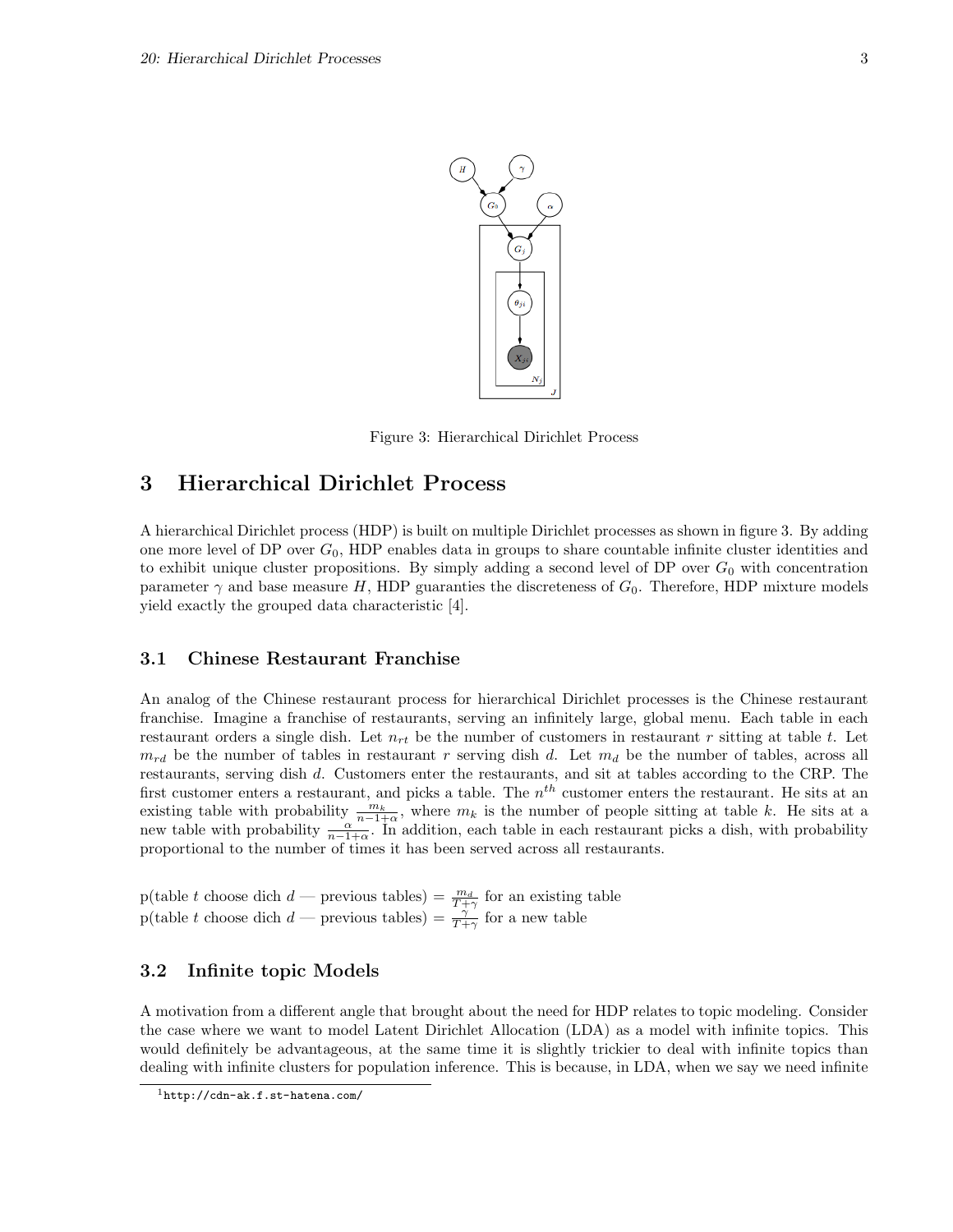Figure 3: Hierarchical Dirichlet Process

# 3 Hierarchical Dirichlet Process

A hierarchical Dirichlet process (HDP) is built on multiple Dirichlet processes as shown in figure 3. By adding one more level of DP over $G_0$, HDP enables data in groups to share countable infinite cluster identities and to exhibit unique cluster propositions. By simply adding a second level of DP over $G_0$ with concentration parameter $\gamma$ and base measure $H$, HDP guaranties the discreteness of $G_0$. Therefore, HDP mixture models yield exactly the grouped data characteristic [4].

## 3.1 Chinese Restaurant Franchise

An analog of the Chinese restaurant process for hierarchical Dirichlet processes is the Chinese restaurant franchise. Imagine a franchise of restaurants, serving an infinitely large, global menu. Each table in each restaurant orders a single dish. Let $n_{rt}$ be the number of customers in restaurant $r$ sitting at table $t$. Let $m_{rd}$ be the number of tables in restaurant $r$ serving dish $d$. Let $m_d$ be the number of tables, across all restaurants, serving dish $d$. Customers enter the restaurants, and sit at tables according to the CRP. The first customer enters a restaurant, and picks a table. The $n^{th}$ customer enters the restaurant. He sits at an existing table with probability $\frac{m_k}{n-1+\alpha}$, where $m_k$ is the number of people sitting at table $k$. He sits at a new table with probability $\frac{\alpha}{n-1+\alpha}$. In addition, each table in each restaurant picks a dish, with probability proportional to the number of times it has been served across all restaurants.

p(table $t$ choose dich $d$ — previous tables) $= \frac{m_d}{T+\gamma}$ for an existing table
p(table $t$ choose dich $d$ — previous tables) $= \frac{\gamma}{T+\gamma}$ for a new table

## 3.2 Infinite topic Models

A motivation from a different angle that brought about the need for HDP relates to topic modeling. Consider the case where we want to model Latent Dirichlet Allocation (LDA) as a model with infinite topics. This would definitely be advantageous, at the same time it is slightly trickier to deal with infinite topics than dealing with infinite clusters for population inference. This is because, in LDA, when we say we need infinite

[1] http://cdn-ak.f.st-hatena.com/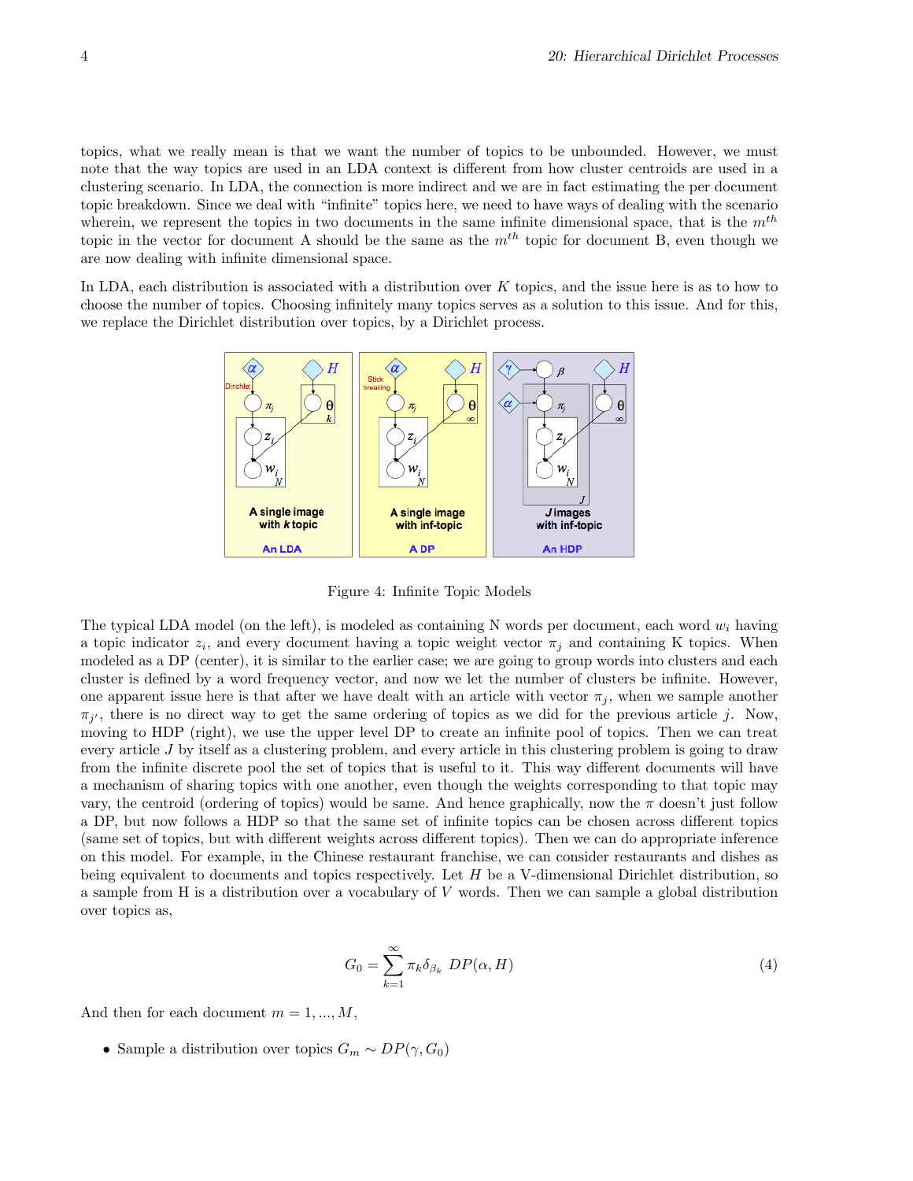topics, what we really mean is that we want the number of topics to be unbounded. However, we must note that the way topics are used in an LDA context is different from how cluster centroids are used in a clustering scenario. In LDA, the connection is more indirect and we are in fact estimating the per document topic breakdown. Since we deal with "infinite" topics here, we need to have ways of dealing with the scenario wherein, we represent the topics in two documents in the same infinite dimensional space, that is the $m^{th}$ topic in the vector for document A should be the same as the $m^{th}$ topic for document B, even though we are now dealing with infinite dimensional space.

In LDA, each distribution is associated with a distribution over $K$ topics, and the issue here is as to how to choose the number of topics. Choosing infinitely many topics serves as a solution to this issue. And for this, we replace the Dirichlet distribution over topics, by a Dirichlet process.

Figure 4: Infinite Topic Models

The typical LDA model (on the left), is modeled as containing N words per document, each word $w_i$ having a topic indicator $z_i$, and every document having a topic weight vector $\pi_j$ and containing K topics. When modeled as a DP (center), it is similar to the earlier case; we are going to group words into clusters and each cluster is defined by a word frequency vector, and now we let the number of clusters be infinite. However, one apparent issue here is that after we have dealt with an article with vector $\pi_j$, when we sample another $\pi_{j'}$, there is no direct way to get the same ordering of topics as we did for the previous article $j$. Now, moving to HDP (right), we use the upper level DP to create an infinite pool of topics. Then we can treat every article $J$ by itself as a clustering problem, and every article in this clustering problem is going to draw from the infinite discrete pool the set of topics that is useful to it. This way different documents will have a mechanism of sharing topics with one another, even though the weights corresponding to that topic may vary, the centroid (ordering of topics) would be same. And hence graphically, now the $\pi$ doesn't just follow a DP, but now follows a HDP so that the same set of infinite topics can be chosen across different topics (same set of topics, but with different weights across different topics). Then we can do appropriate inference on this model. For example, in the Chinese restaurant franchise, we can consider restaurants and dishes as being equivalent to documents and topics respectively. Let $H$ be a V-dimensional Dirichlet distribution, so a sample from H is a distribution over a vocabulary of $V$ words. Then we can sample a global distribution over topics as,

$$G_0 = \sum_{k=1}^{\infty} \pi_k \delta_{\beta_k} \; DP(\alpha, H) \tag{4}$$

And then for each document $m = 1, ..., M$,

- Sample a distribution over topics $G_m \sim DP(\gamma, G_0)$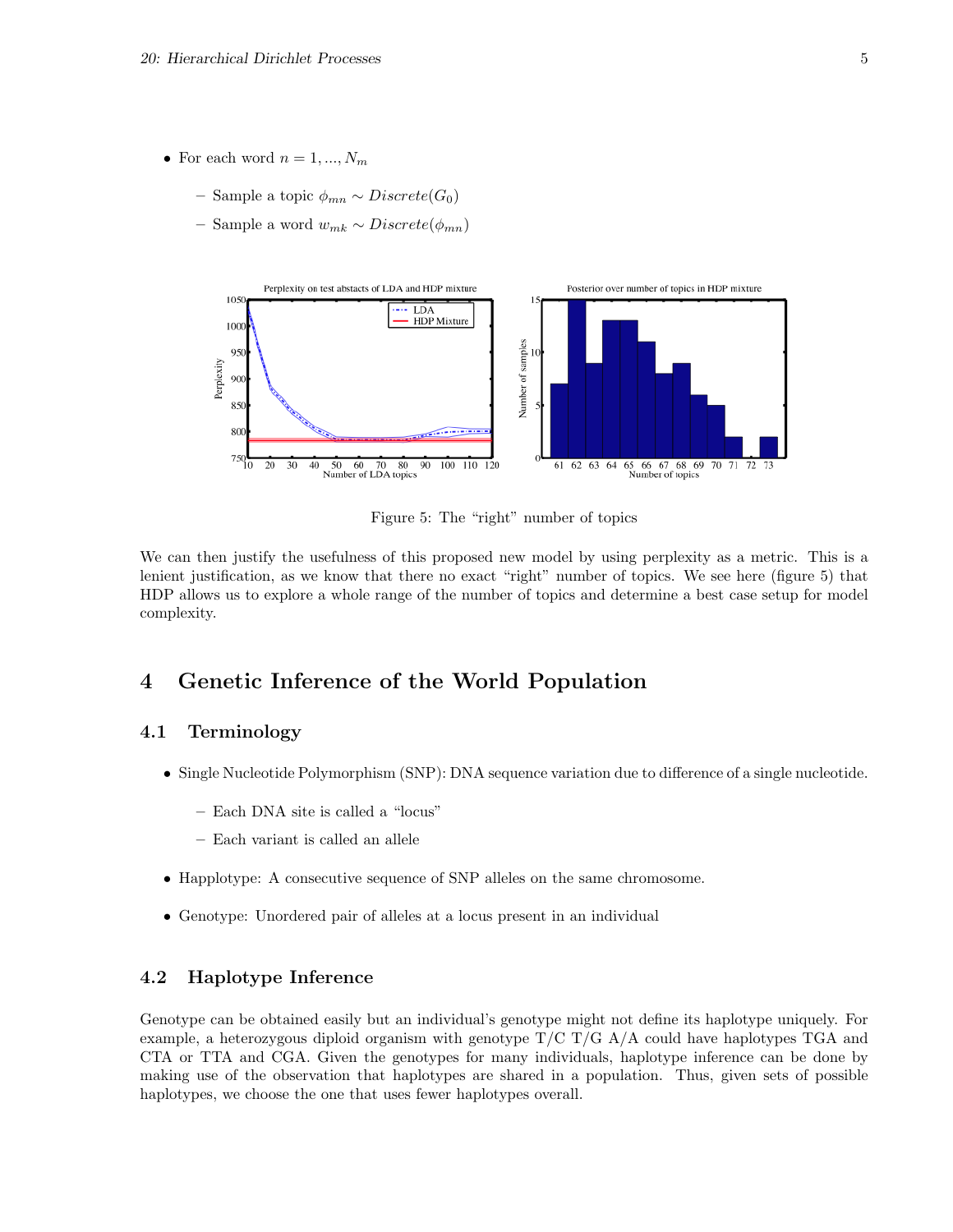- For each word $n = 1, ..., N_m$
  - Sample a topic $\phi_{mn} \sim Discrete(G_0)$
  - Sample a word $w_{mk} \sim Discrete(\phi_{mn})$

Figure 5: The "right" number of topics

We can then justify the usefulness of this proposed new model by using perplexity as a metric. This is a lenient justification, as we know that there no exact "right" number of topics. We see here (figure 5) that HDP allows us to explore a whole range of the number of topics and determine a best case setup for model complexity.

# 4 Genetic Inference of the World Population

## 4.1 Terminology

- Single Nucleotide Polymorphism (SNP): DNA sequence variation due to difference of a single nucleotide.
  - Each DNA site is called a "locus"
  - Each variant is called an allele
- Happlotype: A consecutive sequence of SNP alleles on the same chromosome.
- Genotype: Unordered pair of alleles at a locus present in an individual

## 4.2 Haplotype Inference

Genotype can be obtained easily but an individual's genotype might not define its haplotype uniquely. For example, a heterozygous diploid organism with genotype T/C T/G A/A could have haplotypes TGA and CTA or TTA and CGA. Given the genotypes for many individuals, haplotype inference can be done by making use of the observation that haplotypes are shared in a population. Thus, given sets of possible haplotypes, we choose the one that uses fewer haplotypes overall.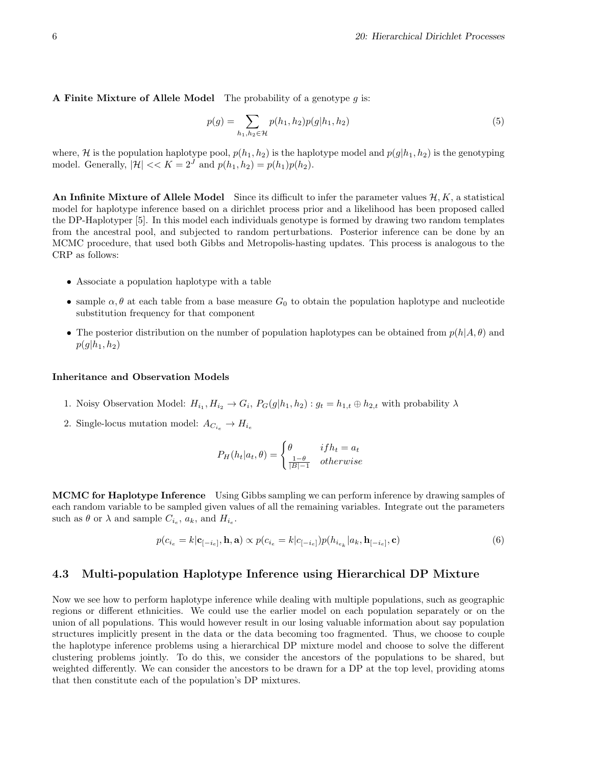**A Finite Mixture of Allele Model** The probability of a genotype $g$ is:

$$p(g) = \sum_{h_1,h_2 \in \mathcal{H}} p(h_1, h_2) p(g|h_1, h_2) \tag{5}$$

where, $\mathcal{H}$ is the population haplotype pool, $p(h_1, h_2)$ is the haplotype model and $p(g|h_1, h_2)$ is the genotyping model. Generally, $|\mathcal{H}| << K = 2^J$ and $p(h_1, h_2) = p(h_1)p(h_2)$.

**An Infinite Mixture of Allele Model** Since its difficult to infer the parameter values $\mathcal{H}, K$, a statistical model for haplotype inference based on a dirichlet process prior and a likelihood has been proposed called the DP-Haplotyper [5]. In this model each individuals genotype is formed by drawing two random templates from the ancestral pool, and subjected to random perturbations. Posterior inference can be done by an MCMC procedure, that used both Gibbs and Metropolis-hasting updates. This process is analogous to the CRP as follows:

- Associate a population haplotype with a table
- sample $\alpha, \theta$ at each table from a base measure $G_0$ to obtain the population haplotype and nucleotide substitution frequency for that component
- The posterior distribution on the number of population haplotypes can be obtained from $p(h|A, \theta)$ and $p(g|h_1, h_2)$

**Inheritance and Observation Models**

1. Noisy Observation Model: $H_{i_1}, H_{i_2} \rightarrow G_i$, $P_G(g|h_1, h_2) : g_t = h_{1,t} \oplus h_{2,t}$ with probability $\lambda$
2. Single-locus mutation model: $A_{C_{i_e}} \rightarrow H_{i_e}$

$$P_H(h_t|a_t, \theta) = \begin{cases} \theta & if h_t = a_t \\ \frac{1-\theta}{|B|-1} & otherwise \end{cases}$$

**MCMC for Haplotype Inference** Using Gibbs sampling we can perform inference by drawing samples of each random variable to be sampled given values of all the remaining variables. Integrate out the parameters such as $\theta$ or $\lambda$ and sample $C_{i_e}$, $a_k$, and $H_{i_e}$.

$$p(c_{i_e} = k|\mathbf{c}_{[-i_e]}, \mathbf{h}, \mathbf{a}) \propto p(c_{i_e} = k|c_{[-i_e]}) p(h_{i_{e_k}}|a_k, \mathbf{h}_{[-i_e]}, \mathbf{c}) \tag{6}$$

## 4.3 Multi-population Haplotype Inference using Hierarchical DP Mixture

Now we see how to perform haplotype inference while dealing with multiple populations, such as geographic regions or different ethnicities. We could use the earlier model on each population separately or on the union of all populations. This would however result in our losing valuable information about say population structures implicitly present in the data or the data becoming too fragmented. Thus, we choose to couple the haplotype inference problems using a hierarchical DP mixture model and choose to solve the different clustering problems jointly. To do this, we consider the ancestors of the populations to be shared, but weighted differently. We can consider the ancestors to be drawn for a DP at the top level, providing atoms that then constitute each of the population's DP mixtures.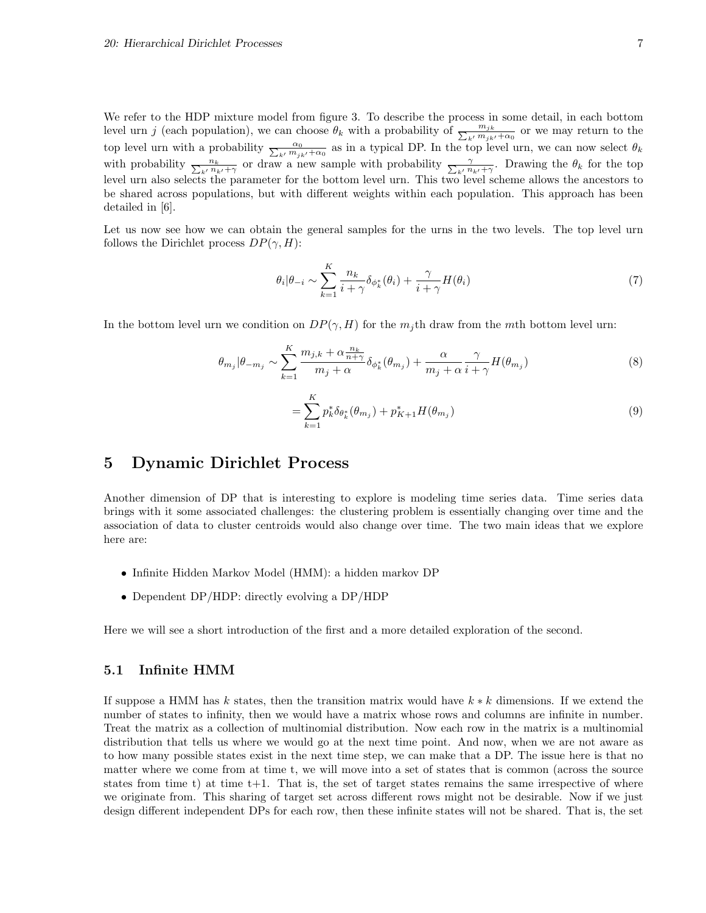We refer to the HDP mixture model from figure 3. To describe the process in some detail, in each bottom level urn $j$ (each population), we can choose $\theta_k$ with a probability of $\frac{m_{jk}}{\sum_{k'} m_{jk'} + \alpha_0}$ or we may return to the top level urn with a probability $\frac{\alpha_0}{\sum_{k'} m_{jk'} + \alpha_0}$ as in a typical DP. In the top level urn, we can now select $\theta_k$ with probability $\frac{n_k}{\sum_{k'} n_{k'} + \gamma}$ or draw a new sample with probability $\frac{\gamma}{\sum_{k'} n_{k'} + \gamma}$. Drawing the $\theta_k$ for the top level urn also selects the parameter for the bottom level urn. This two level scheme allows the ancestors to be shared across populations, but with different weights within each population. This approach has been detailed in [6].

Let us now see how we can obtain the general samples for the urns in the two levels. The top level urn follows the Dirichlet process $DP(\gamma, H)$:

$$\theta_i | \theta_{-i} \sim \sum_{k=1}^{K} \frac{n_k}{i + \gamma} \delta_{\phi_k^*}(\theta_i) + \frac{\gamma}{i + \gamma} H(\theta_i) \tag{7}$$

In the bottom level urn we condition on $DP(\gamma, H)$ for the $m_j$th draw from the $m$th bottom level urn:

$$\theta_{m_j} | \theta_{-m_j} \sim \sum_{k=1}^{K} \frac{m_{j,k} + \alpha \frac{n_k}{n+\gamma}}{m_j + \alpha} \delta_{\phi_k^*}(\theta_{m_j}) + \frac{\alpha}{m_j + \alpha} \frac{\gamma}{i + \gamma} H(\theta_{m_j}) \tag{8}$$

$$= \sum_{k=1}^{K} p_k^* \delta_{\theta_k^*}(\theta_{m_j}) + p_{K+1}^* H(\theta_{m_j}) \tag{9}$$

# 5 Dynamic Dirichlet Process

Another dimension of DP that is interesting to explore is modeling time series data. Time series data brings with it some associated challenges: the clustering problem is essentially changing over time and the association of data to cluster centroids would also change over time. The two main ideas that we explore here are:

- Infinite Hidden Markov Model (HMM): a hidden markov DP
- Dependent DP/HDP: directly evolving a DP/HDP

Here we will see a short introduction of the first and a more detailed exploration of the second.

## 5.1 Infinite HMM

If suppose a HMM has $k$ states, then the transition matrix would have $k * k$ dimensions. If we extend the number of states to infinity, then we would have a matrix whose rows and columns are infinite in number. Treat the matrix as a collection of multinomial distribution. Now each row in the matrix is a multinomial distribution that tells us where we would go at the next time point. And now, when we are not aware as to how many possible states exist in the next time step, we can make that a DP. The issue here is that no matter where we come from at time t, we will move into a set of states that is common (across the source states from time t) at time t+1. That is, the set of target states remains the same irrespective of where we originate from. This sharing of target set across different rows might not be desirable. Now if we just design different independent DPs for each row, then these infinite states will not be shared. That is, the set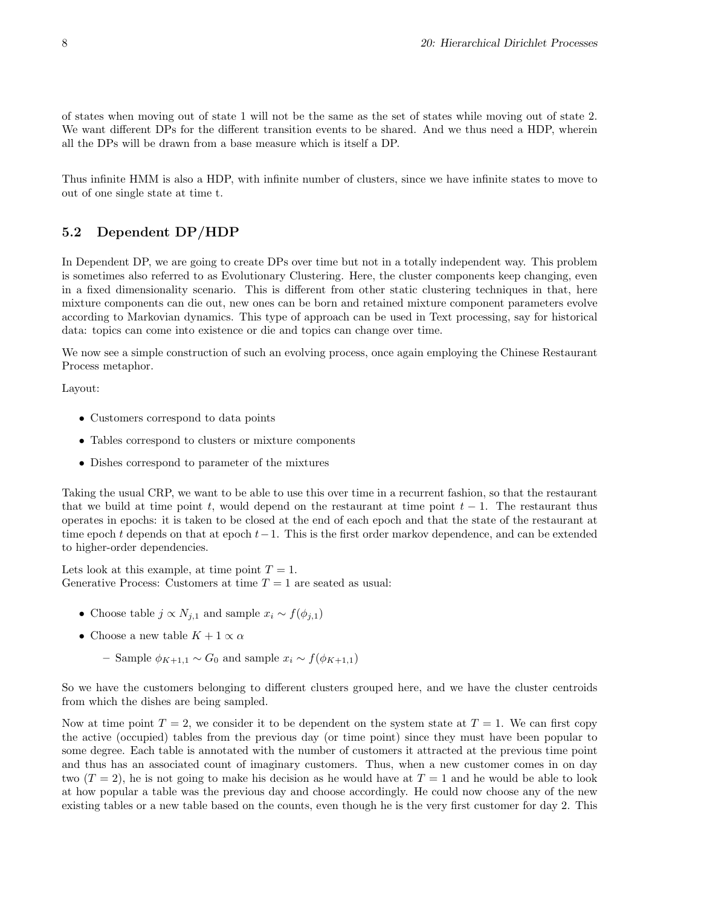of states when moving out of state 1 will not be the same as the set of states while moving out of state 2. We want different DPs for the different transition events to be shared. And we thus need a HDP, wherein all the DPs will be drawn from a base measure which is itself a DP.

Thus infinite HMM is also a HDP, with infinite number of clusters, since we have infinite states to move to out of one single state at time t.

## 5.2 Dependent DP/HDP

In Dependent DP, we are going to create DPs over time but not in a totally independent way. This problem is sometimes also referred to as Evolutionary Clustering. Here, the cluster components keep changing, even in a fixed dimensionality scenario. This is different from other static clustering techniques in that, here mixture components can die out, new ones can be born and retained mixture component parameters evolve according to Markovian dynamics. This type of approach can be used in Text processing, say for historical data: topics can come into existence or die and topics can change over time.

We now see a simple construction of such an evolving process, once again employing the Chinese Restaurant Process metaphor.

Layout:

- Customers correspond to data points
- Tables correspond to clusters or mixture components
- Dishes correspond to parameter of the mixtures

Taking the usual CRP, we want to be able to use this over time in a recurrent fashion, so that the restaurant that we build at time point $t$, would depend on the restaurant at time point $t-1$. The restaurant thus operates in epochs: it is taken to be closed at the end of each epoch and that the state of the restaurant at time epoch $t$ depends on that at epoch $t-1$. This is the first order markov dependence, and can be extended to higher-order dependencies.

Lets look at this example, at time point $T = 1$.
Generative Process: Customers at time $T = 1$ are seated as usual:

- Choose table $j \propto N_{j,1}$ and sample $x_i \sim f(\phi_{j,1})$
- Choose a new table $K + 1 \propto \alpha$
  - Sample $\phi_{K+1,1} \sim G_0$ and sample $x_i \sim f(\phi_{K+1,1})$

So we have the customers belonging to different clusters grouped here, and we have the cluster centroids from which the dishes are being sampled.

Now at time point $T = 2$, we consider it to be dependent on the system state at $T = 1$. We can first copy the active (occupied) tables from the previous day (or time point) since they must have been popular to some degree. Each table is annotated with the number of customers it attracted at the previous time point and thus has an associated count of imaginary customers. Thus, when a new customer comes in on day two ($T = 2$), he is not going to make his decision as he would have at $T = 1$ and he would be able to look at how popular a table was the previous day and choose accordingly. He could now choose any of the new existing tables or a new table based on the counts, even though he is the very first customer for day 2. This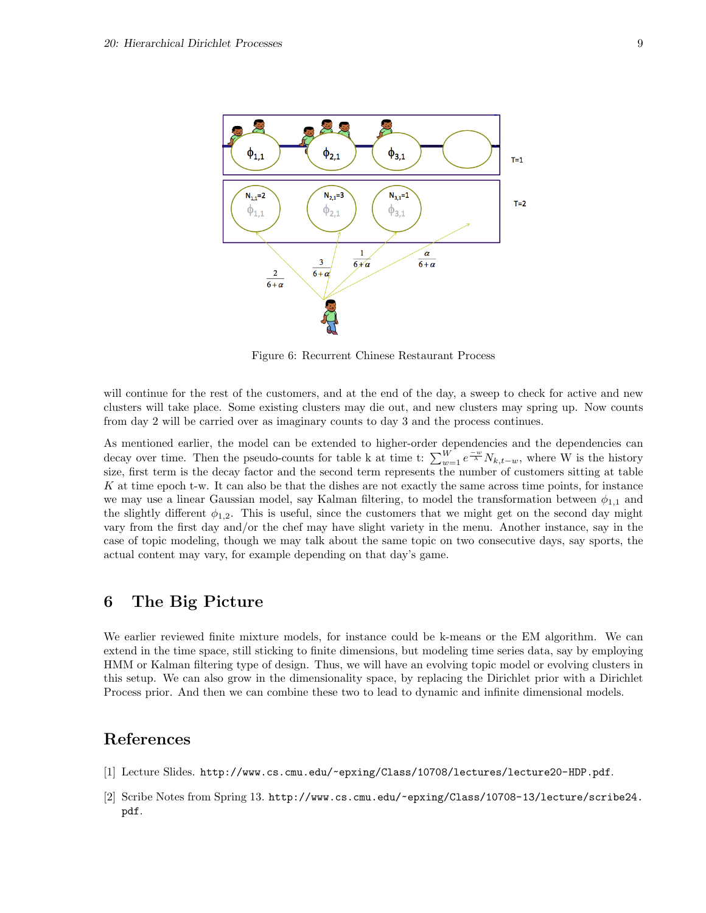Figure 6: Recurrent Chinese Restaurant Process

will continue for the rest of the customers, and at the end of the day, a sweep to check for active and new clusters will take place. Some existing clusters may die out, and new clusters may spring up. Now counts from day 2 will be carried over as imaginary counts to day 3 and the process continues.

As mentioned earlier, the model can be extended to higher-order dependencies and the dependencies can decay over time. Then the pseudo-counts for table k at time t: $\sum_{w=1}^{W} e^{\frac{-w}{\lambda}} N_{k,t-w}$, where W is the history size, first term is the decay factor and the second term represents the number of customers sitting at table $K$ at time epoch t-w. It can also be that the dishes are not exactly the same across time points, for instance we may use a linear Gaussian model, say Kalman filtering, to model the transformation between $\phi_{1,1}$ and the slightly different $\phi_{1,2}$. This is useful, since the customers that we might get on the second day might vary from the first day and/or the chef may have slight variety in the menu. Another instance, say in the case of topic modeling, though we may talk about the same topic on two consecutive days, say sports, the actual content may vary, for example depending on that day's game.

## 6 The Big Picture

We earlier reviewed finite mixture models, for instance could be k-means or the EM algorithm. We can extend in the time space, still sticking to finite dimensions, but modeling time series data, say by employing HMM or Kalman filtering type of design. Thus, we will have an evolving topic model or evolving clusters in this setup. We can also grow in the dimensionality space, by replacing the Dirichlet prior with a Dirichlet Process prior. And then we can combine these two to lead to dynamic and infinite dimensional models.

## References

[1] Lecture Slides. `http://www.cs.cmu.edu/~epxing/Class/10708/lectures/lecture20-HDP.pdf`.

[2] Scribe Notes from Spring 13. `http://www.cs.cmu.edu/~epxing/Class/10708-13/lecture/scribe24.pdf`.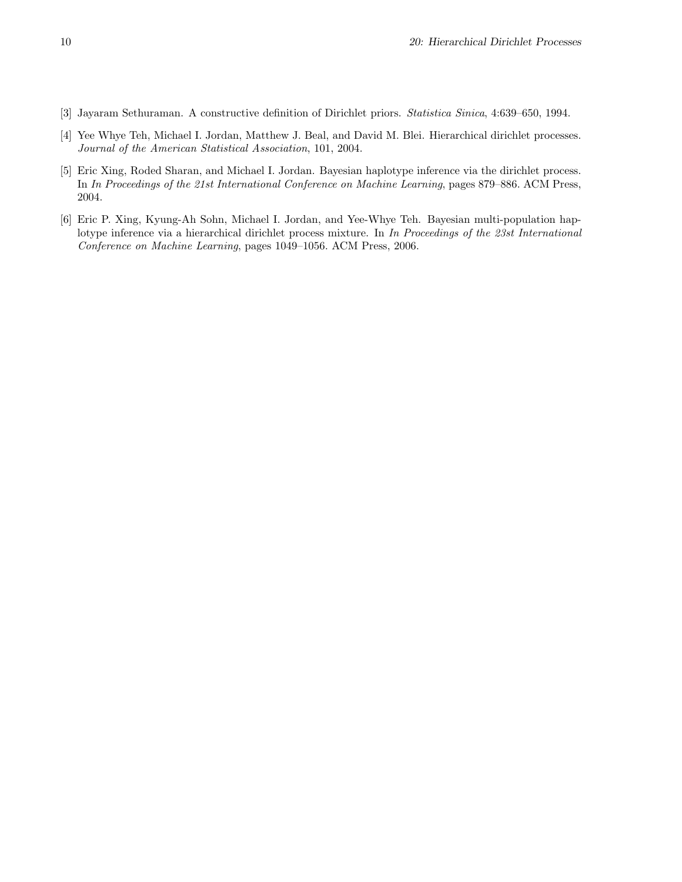[3] Jayaram Sethuraman. A constructive definition of Dirichlet priors. *Statistica Sinica*, 4:639–650, 1994.

[4] Yee Whye Teh, Michael I. Jordan, Matthew J. Beal, and David M. Blei. Hierarchical dirichlet processes. *Journal of the American Statistical Association*, 101, 2004.

[5] Eric Xing, Roded Sharan, and Michael I. Jordan. Bayesian haplotype inference via the dirichlet process. In *In Proceedings of the 21st International Conference on Machine Learning*, pages 879–886. ACM Press, 2004.

[6] Eric P. Xing, Kyung-Ah Sohn, Michael I. Jordan, and Yee-Whye Teh. Bayesian multi-population haplotype inference via a hierarchical dirichlet process mixture. In *In Proceedings of the 23st International Conference on Machine Learning*, pages 1049–1056. ACM Press, 2006.